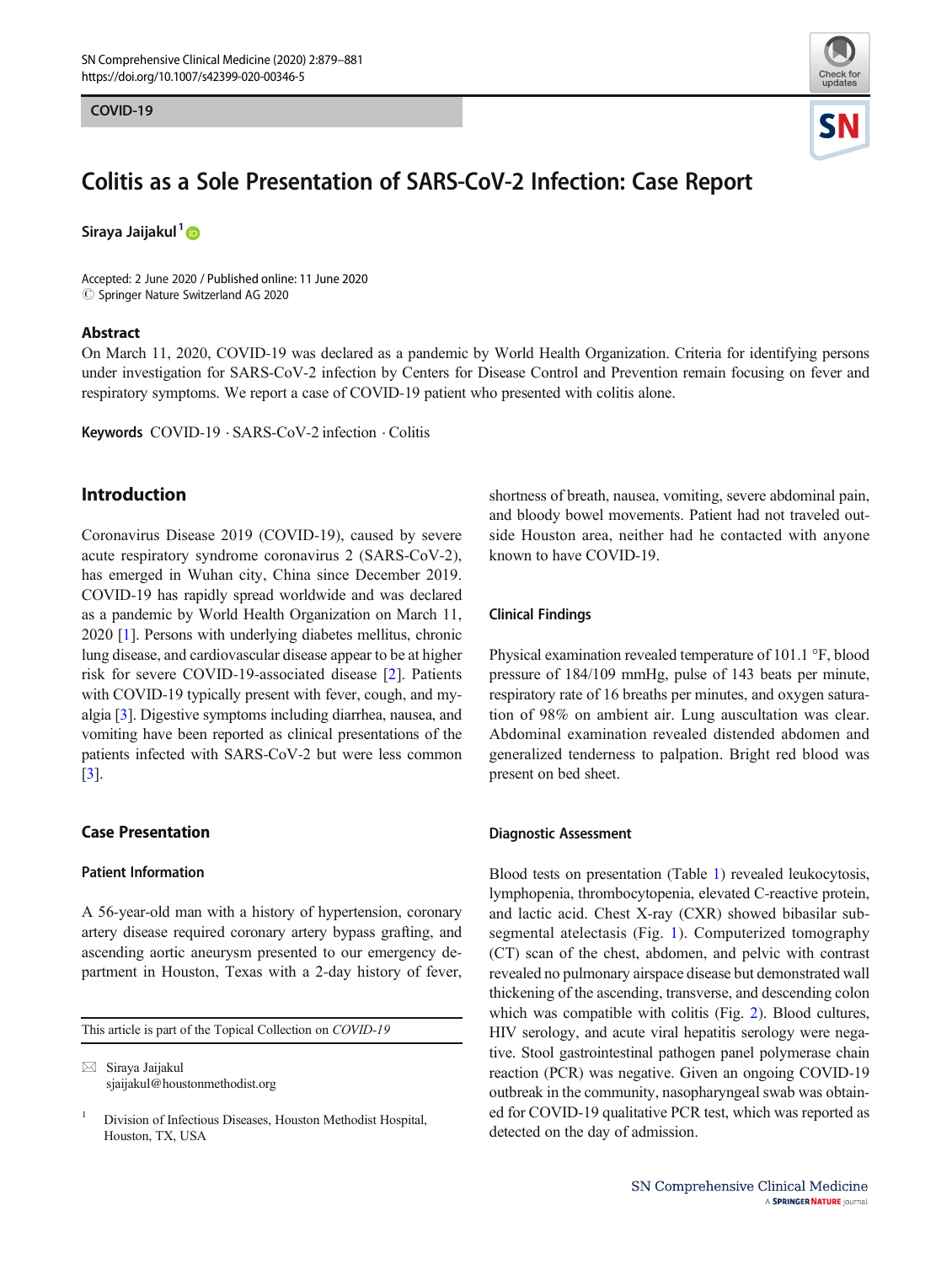COVID-19

# Colitis as a Sole Presentation of SARS-CoV-2 Infection: Case Report

Siraya Jaijakul[1]

Accepted: 2 June 2020 / Published online: 11 June 2020
© Springer Nature Switzerland AG 2020

## Abstract

On March 11, 2020, COVID-19 was declared as a pandemic by World Health Organization. Criteria for identifying persons under investigation for SARS-CoV-2 infection by Centers for Disease Control and Prevention remain focusing on fever and respiratory symptoms. We report a case of COVID-19 patient who presented with colitis alone.

**Keywords** COVID-19 · SARS-CoV-2 infection · Colitis

## Introduction

Coronavirus Disease 2019 (COVID-19), caused by severe acute respiratory syndrome coronavirus 2 (SARS-CoV-2), has emerged in Wuhan city, China since December 2019. COVID-19 has rapidly spread worldwide and was declared as a pandemic by World Health Organization on March 11, 2020 [1]. Persons with underlying diabetes mellitus, chronic lung disease, and cardiovascular disease appear to be at higher risk for severe COVID-19-associated disease [2]. Patients with COVID-19 typically present with fever, cough, and myalgia [3]. Digestive symptoms including diarrhea, nausea, and vomiting have been reported as clinical presentations of the patients infected with SARS-CoV-2 but were less common [3].

## Case Presentation

### Patient Information

A 56-year-old man with a history of hypertension, coronary artery disease required coronary artery bypass grafting, and ascending aortic aneurysm presented to our emergency department in Houston, Texas with a 2-day history of fever, shortness of breath, nausea, vomiting, severe abdominal pain, and bloody bowel movements. Patient had not traveled outside Houston area, neither had he contacted with anyone known to have COVID-19.

### Clinical Findings

Physical examination revealed temperature of 101.1 °F, blood pressure of 184/109 mmHg, pulse of 143 beats per minute, respiratory rate of 16 breaths per minutes, and oxygen saturation of 98% on ambient air. Lung auscultation was clear. Abdominal examination revealed distended abdomen and generalized tenderness to palpation. Bright red blood was present on bed sheet.

### Diagnostic Assessment

Blood tests on presentation (Table 1) revealed leukocytosis, lymphopenia, thrombocytopenia, elevated C-reactive protein, and lactic acid. Chest X-ray (CXR) showed bibasilar subsegmental atelectasis (Fig. 1). Computerized tomography (CT) scan of the chest, abdomen, and pelvic with contrast revealed no pulmonary airspace disease but demonstrated wall thickening of the ascending, transverse, and descending colon which was compatible with colitis (Fig. 2). Blood cultures, HIV serology, and acute viral hepatitis serology were negative. Stool gastrointestinal pathogen panel polymerase chain reaction (PCR) was negative. Given an ongoing COVID-19 outbreak in the community, nasopharyngeal swab was obtained for COVID-19 qualitative PCR test, which was reported as detected on the day of admission.

This article is part of the Topical Collection on *COVID-19*

✉ Siraya Jaijakul
sjaijakul@houstonmethodist.org

[1] Division of Infectious Diseases, Houston Methodist Hospital, Houston, TX, USA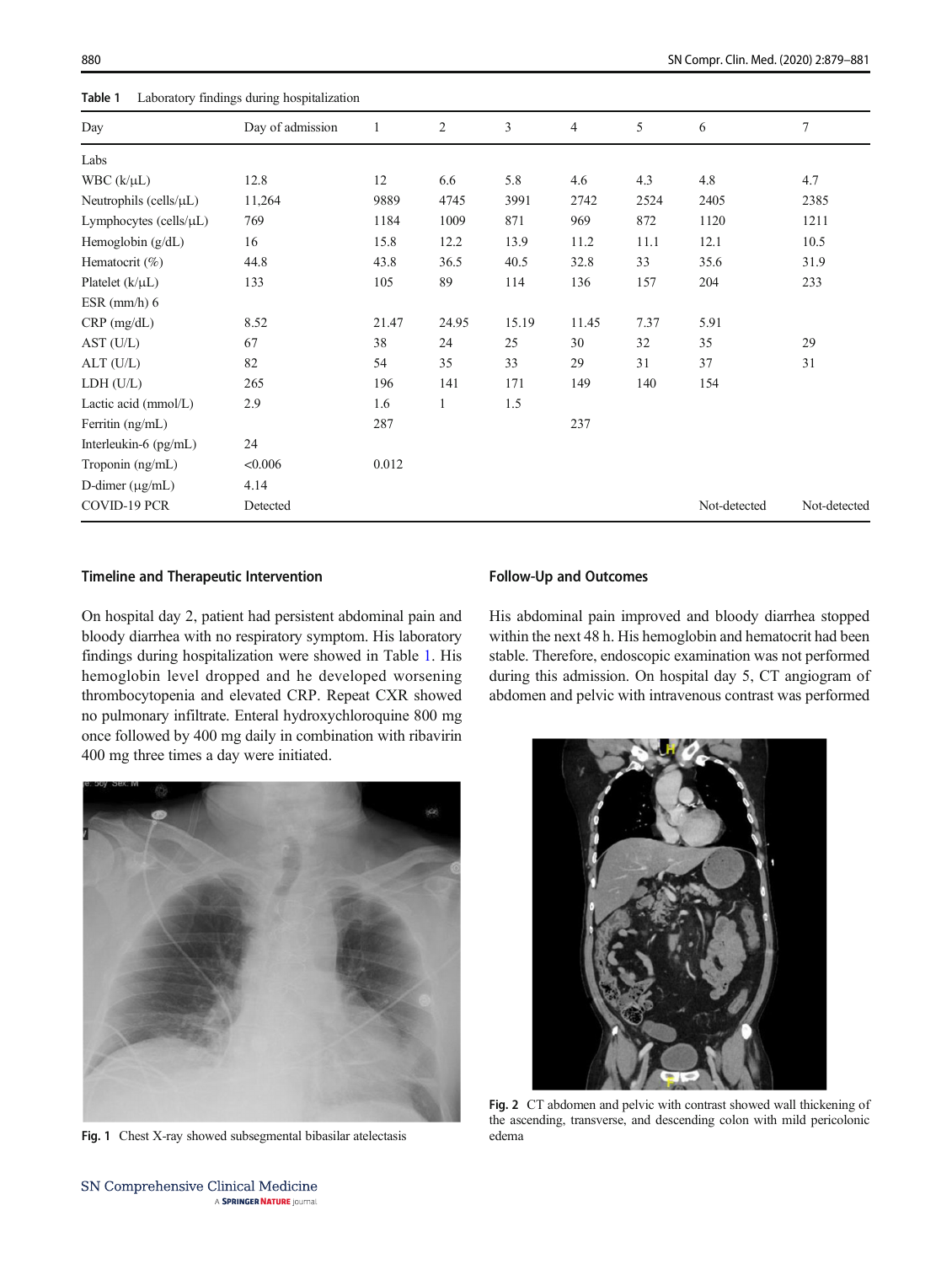**Table 1** Laboratory findings during hospitalization

| Day | Day of admission | 1 | 2 | 3 | 4 | 5 | 6 | 7 |
|---|---|---|---|---|---|---|---|---|
| Labs | | | | | | | | |
| WBC (k/μL) | 12.8 | 12 | 6.6 | 5.8 | 4.6 | 4.3 | 4.8 | 4.7 |
| Neutrophils (cells/μL) | 11,264 | 9889 | 4745 | 3991 | 2742 | 2524 | 2405 | 2385 |
| Lymphocytes (cells/μL) | 769 | 1184 | 1009 | 871 | 969 | 872 | 1120 | 1211 |
| Hemoglobin (g/dL) | 16 | 15.8 | 12.2 | 13.9 | 11.2 | 11.1 | 12.1 | 10.5 |
| Hematocrit (%) | 44.8 | 43.8 | 36.5 | 40.5 | 32.8 | 33 | 35.6 | 31.9 |
| Platelet (k/μL) | 133 | 105 | 89 | 114 | 136 | 157 | 204 | 233 |
| ESR (mm/h) 6 | | | | | | | | |
| CRP (mg/dL) | 8.52 | 21.47 | 24.95 | 15.19 | 11.45 | 7.37 | 5.91 | |
| AST (U/L) | 67 | 38 | 24 | 25 | 30 | 32 | 35 | 29 |
| ALT (U/L) | 82 | 54 | 35 | 33 | 29 | 31 | 37 | 31 |
| LDH (U/L) | 265 | 196 | 141 | 171 | 149 | 140 | 154 | |
| Lactic acid (mmol/L) | 2.9 | 1.6 | 1 | 1.5 | | | | |
| Ferritin (ng/mL) | | 287 | | | 237 | | | |
| Interleukin-6 (pg/mL) | 24 | | | | | | | |
| Troponin (ng/mL) | <0.006 | 0.012 | | | | | | |
| D-dimer (μg/mL) | 4.14 | | | | | | | |
| COVID-19 PCR | Detected | | | | | | Not-detected | Not-detected |

## Timeline and Therapeutic Intervention

On hospital day 2, patient had persistent abdominal pain and bloody diarrhea with no respiratory symptom. His laboratory findings during hospitalization were showed in Table 1. His hemoglobin level dropped and he developed worsening thrombocytopenia and elevated CRP. Repeat CXR showed no pulmonary infiltrate. Enteral hydroxychloroquine 800 mg once followed by 400 mg daily in combination with ribavirin 400 mg three times a day were initiated.

**Fig. 1** Chest X-ray showed subsegmental bibasilar atelectasis

## Follow-Up and Outcomes

His abdominal pain improved and bloody diarrhea stopped within the next 48 h. His hemoglobin and hematocrit had been stable. Therefore, endoscopic examination was not performed during this admission. On hospital day 5, CT angiogram of abdomen and pelvic with intravenous contrast was performed

**Fig. 2** CT abdomen and pelvic with contrast showed wall thickening of the ascending, transverse, and descending colon with mild pericolonic edema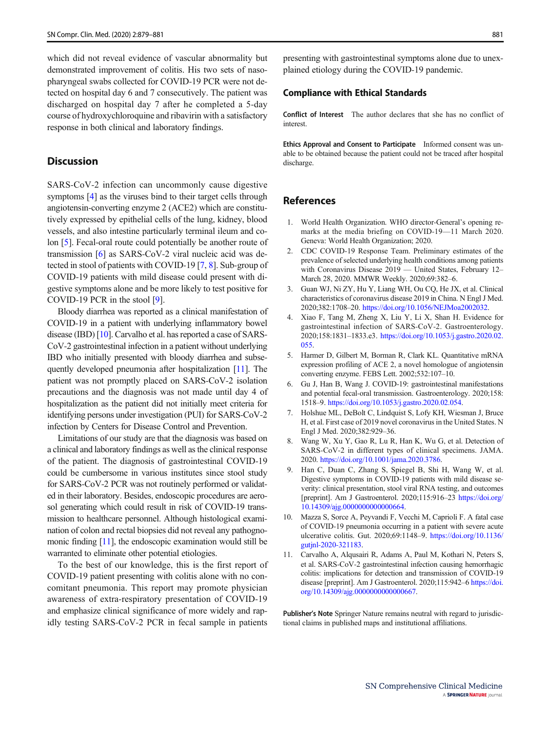which did not reveal evidence of vascular abnormality but demonstrated improvement of colitis. His two sets of nasopharyngeal swabs collected for COVID-19 PCR were not detected on hospital day 6 and 7 consecutively. The patient was discharged on hospital day 7 after he completed a 5-day course of hydroxychloroquine and ribavirin with a satisfactory response in both clinical and laboratory findings.

## Discussion

SARS-CoV-2 infection can uncommonly cause digestive symptoms [4] as the viruses bind to their target cells through angiotensin-converting enzyme 2 (ACE2) which are constitutively expressed by epithelial cells of the lung, kidney, blood vessels, and also intestine particularly terminal ileum and colon [5]. Fecal-oral route could potentially be another route of transmission [6] as SARS-CoV-2 viral nucleic acid was detected in stool of patients with COVID-19 [7, 8]. Sub-group of COVID-19 patients with mild disease could present with digestive symptoms alone and be more likely to test positive for COVID-19 PCR in the stool [9].

Bloody diarrhea was reported as a clinical manifestation of COVID-19 in a patient with underlying inflammatory bowel disease (IBD) [10]. Carvalho et al. has reported a case of SARS-CoV-2 gastrointestinal infection in a patient without underlying IBD who initially presented with bloody diarrhea and subsequently developed pneumonia after hospitalization [11]. The patient was not promptly placed on SARS-CoV-2 isolation precautions and the diagnosis was not made until day 4 of hospitalization as the patient did not initially meet criteria for identifying persons under investigation (PUI) for SARS-CoV-2 infection by Centers for Disease Control and Prevention.

Limitations of our study are that the diagnosis was based on a clinical and laboratory findings as well as the clinical response of the patient. The diagnosis of gastrointestinal COVID-19 could be cumbersome in various institutes since stool study for SARS-CoV-2 PCR was not routinely performed or validated in their laboratory. Besides, endoscopic procedures are aerosol generating which could result in risk of COVID-19 transmission to healthcare personnel. Although histological examination of colon and rectal biopsies did not reveal any pathognomonic finding [11], the endoscopic examination would still be warranted to eliminate other potential etiologies.

To the best of our knowledge, this is the first report of COVID-19 patient presenting with colitis alone with no concomitant pneumonia. This report may promote physician awareness of extra-respiratory presentation of COVID-19 and emphasize clinical significance of more widely and rapidly testing SARS-CoV-2 PCR in fecal sample in patients presenting with gastrointestinal symptoms alone due to unexplained etiology during the COVID-19 pandemic.

## Compliance with Ethical Standards

**Conflict of Interest** The author declares that she has no conflict of interest.

**Ethics Approval and Consent to Participate** Informed consent was unable to be obtained because the patient could not be traced after hospital discharge.

## References

1. World Health Organization. WHO director-General's opening remarks at the media briefing on COVID-19—11 March 2020. Geneva: World Health Organization; 2020.
2. CDC COVID-19 Response Team. Preliminary estimates of the prevalence of selected underlying health conditions among patients with Coronavirus Disease 2019 — United States, February 12–March 28, 2020. MMWR Weekly. 2020;69:382–6.
3. Guan WJ, Ni ZY, Hu Y, Liang WH, Ou CQ, He JX, et al. Clinical characteristics of coronavirus disease 2019 in China. N Engl J Med. 2020;382:1708–20. https://doi.org/10.1056/NEJMoa2002032.
4. Xiao F, Tang M, Zheng X, Liu Y, Li X, Shan H. Evidence for gastrointestinal infection of SARS-CoV-2. Gastroenterology. 2020;158:1831–1833.e3. https://doi.org/10.1053/j.gastro.2020.02.055.
5. Harmer D, Gilbert M, Borman R, Clark KL. Quantitative mRNA expression profiling of ACE 2, a novel homologue of angiotensin converting enzyme. FEBS Lett. 2002;532:107–10.
6. Gu J, Han B, Wang J. COVID-19: gastrointestinal manifestations and potential fecal-oral transmission. Gastroenterology. 2020;158:1518–9. https://doi.org/10.1053/j.gastro.2020.02.054.
7. Holshue ML, DeBolt C, Lindquist S, Lofy KH, Wiesman J, Bruce H, et al. First case of 2019 novel coronavirus in the United States. N Engl J Med. 2020;382:929–36.
8. Wang W, Xu Y, Gao R, Lu R, Han K, Wu G, et al. Detection of SARS-CoV-2 in different types of clinical specimens. JAMA. 2020. https://doi.org/10.1001/jama.2020.3786.
9. Han C, Duan C, Zhang S, Spiegel B, Shi H, Wang W, et al. Digestive symptoms in COVID-19 patients with mild disease severity: clinical presentation, stool viral RNA testing, and outcomes [preprint]. Am J Gastroenterol. 2020;115:916–23 https://doi.org/10.14309/ajg.0000000000000664.
10. Mazza S, Sorce A, Peyvandi F, Vecchi M, Caprioli F. A fatal case of COVID-19 pneumonia occurring in a patient with severe acute ulcerative colitis. Gut. 2020;69:1148–9. https://doi.org/10.1136/gutjnl-2020-321183.
11. Carvalho A, Alqusairi R, Adams A, Paul M, Kothari N, Peters S, et al. SARS-CoV-2 gastrointestinal infection causing hemorrhagic colitis: implications for detection and transmission of COVID-19 disease [preprint]. Am J Gastroenterol. 2020;115:942–6 https://doi.org/10.14309/ajg.0000000000000667.

**Publisher's Note** Springer Nature remains neutral with regard to jurisdictional claims in published maps and institutional affiliations.